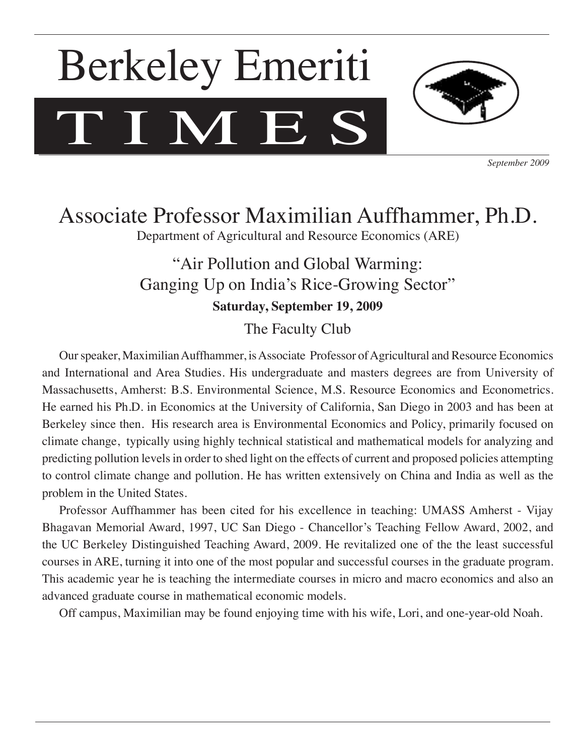# Berkeley Emeriti TIMES

*September 2009*

## Associate Professor Maximilian Auffhammer, Ph.D.

Department of Agricultural and Resource Economics (ARE)

### "Air Pollution and Global Warming: Ganging Up on India's Rice-Growing Sector"

**Saturday, September 19, 2009**

The Faculty Club

Our speaker, Maximilian Auffhammer, is Associate Professor of Agricultural and Resource Economics and International and Area Studies. His undergraduate and masters degrees are from University of Massachusetts, Amherst: B.S. Environmental Science, M.S. Resource Economics and Econometrics. He earned his Ph.D. in Economics at the University of California, San Diego in 2003 and has been at Berkeley since then. His research area is Environmental Economics and Policy, primarily focused on climate change, typically using highly technical statistical and mathematical models for analyzing and predicting pollution levels in order to shed light on the effects of current and proposed policies attempting to control climate change and pollution. He has written extensively on China and India as well as the problem in the United States.

Professor Auffhammer has been cited for his excellence in teaching: UMASS Amherst - Vijay Bhagavan Memorial Award, 1997, UC San Diego - Chancellor's Teaching Fellow Award, 2002, and the UC Berkeley Distinguished Teaching Award, 2009. He revitalized one of the the least successful courses in ARE, turning it into one of the most popular and successful courses in the graduate program. This academic year he is teaching the intermediate courses in micro and macro economics and also an advanced graduate course in mathematical economic models.

Off campus, Maximilian may be found enjoying time with his wife, Lori, and one-year-old Noah.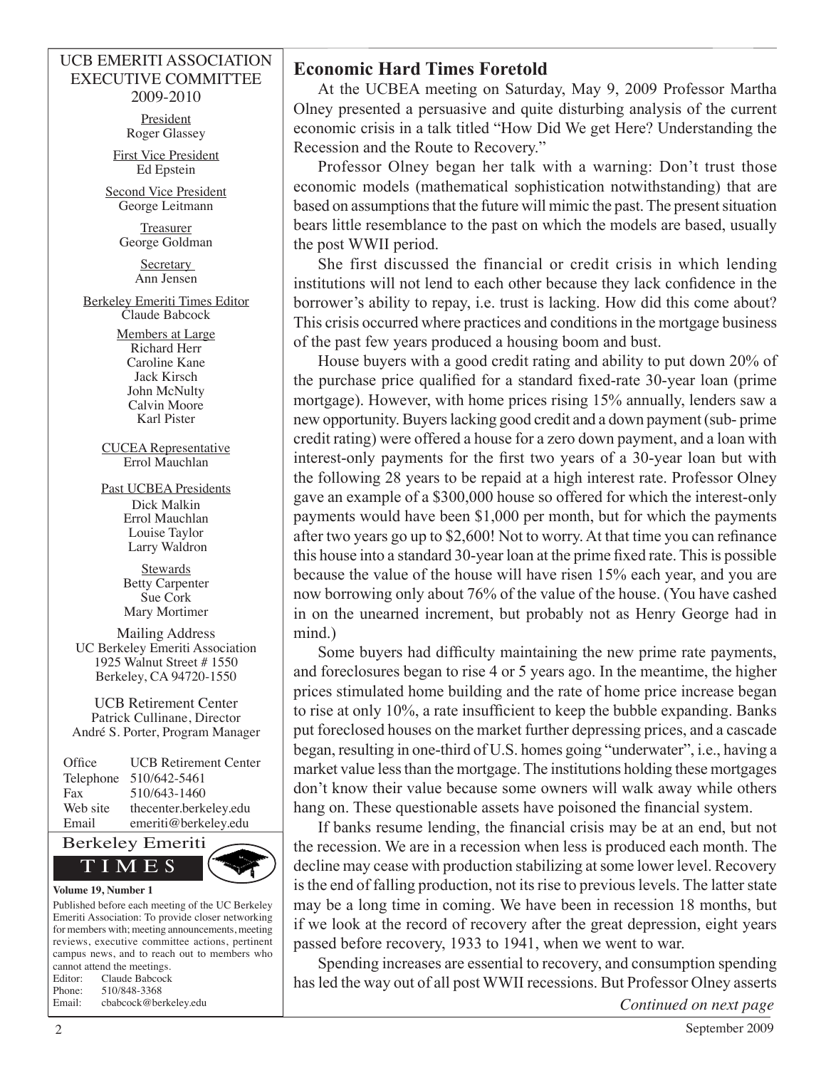UCB EMERITI ASSOCIATION
EXECUTIVE COMMITTEE
2009-2010

President
Roger Glassey

First Vice President
Ed Epstein

Second Vice President
George Leitmann

Treasurer
George Goldman

Secretary
Ann Jensen

Berkeley Emeriti Times Editor
Claude Babcock

Members at Large
Richard Herr
Caroline Kane
Jack Kirsch
John McNulty
Calvin Moore
Karl Pister

CUCEA Representative
Errol Mauchlan

Past UCBEA Presidents
Dick Malkin
Errol Mauchlan
Louise Taylor
Larry Waldron

Stewards
Betty Carpenter
Sue Cork
Mary Mortimer

Mailing Address
UC Berkeley Emeriti Association
1925 Walnut Street # 1550
Berkeley, CA 94720-1550

UCB Retirement Center
Patrick Cullinane, Director
André S. Porter, Program Manager

| | |
|---|---|
| Office | UCB Retirement Center |
| Telephone | 510/642-5461 |
| Fax | 510/643-1460 |
| Web site | thecenter.berkeley.edu |
| Email | emeriti@berkeley.edu |

Berkeley Emeriti TIMES

**Volume 19, Number 1**

Published before each meeting of the UC Berkeley Emeriti Association: To provide closer networking for members with; meeting announcements, meeting reviews, executive committee actions, pertinent campus news, and to reach out to members who cannot attend the meetings.

Editor: Claude Babcock
Phone: 510/848-3368
Email: cbabcock@berkeley.edu

## Economic Hard Times Foretold

At the UCBEA meeting on Saturday, May 9, 2009 Professor Martha Olney presented a persuasive and quite disturbing analysis of the current economic crisis in a talk titled "How Did We get Here? Understanding the Recession and the Route to Recovery."

Professor Olney began her talk with a warning: Don't trust those economic models (mathematical sophistication notwithstanding) that are based on assumptions that the future will mimic the past. The present situation bears little resemblance to the past on which the models are based, usually the post WWII period.

She first discussed the financial or credit crisis in which lending institutions will not lend to each other because they lack confidence in the borrower's ability to repay, i.e. trust is lacking. How did this come about? This crisis occurred where practices and conditions in the mortgage business of the past few years produced a housing boom and bust.

House buyers with a good credit rating and ability to put down 20% of the purchase price qualified for a standard fixed-rate 30-year loan (prime mortgage). However, with home prices rising 15% annually, lenders saw a new opportunity. Buyers lacking good credit and a down payment (sub- prime credit rating) were offered a house for a zero down payment, and a loan with interest-only payments for the first two years of a 30-year loan but with the following 28 years to be repaid at a high interest rate. Professor Olney gave an example of a $300,000 house so offered for which the interest-only payments would have been $1,000 per month, but for which the payments after two years go up to $2,600! Not to worry. At that time you can refinance this house into a standard 30-year loan at the prime fixed rate. This is possible because the value of the house will have risen 15% each year, and you are now borrowing only about 76% of the value of the house. (You have cashed in on the unearned increment, but probably not as Henry George had in mind.)

Some buyers had difficulty maintaining the new prime rate payments, and foreclosures began to rise 4 or 5 years ago. In the meantime, the higher prices stimulated home building and the rate of home price increase began to rise at only 10%, a rate insufficient to keep the bubble expanding. Banks put foreclosed houses on the market further depressing prices, and a cascade began, resulting in one-third of U.S. homes going "underwater", i.e., having a market value less than the mortgage. The institutions holding these mortgages don't know their value because some owners will walk away while others hang on. These questionable assets have poisoned the financial system.

If banks resume lending, the financial crisis may be at an end, but not the recession. We are in a recession when less is produced each month. The decline may cease with production stabilizing at some lower level. Recovery is the end of falling production, not its rise to previous levels. The latter state may be a long time in coming. We have been in recession 18 months, but if we look at the record of recovery after the great depression, eight years passed before recovery, 1933 to 1941, when we went to war.

Spending increases are essential to recovery, and consumption spending has led the way out of all post WWII recessions. But Professor Olney asserts

*Continued on next page*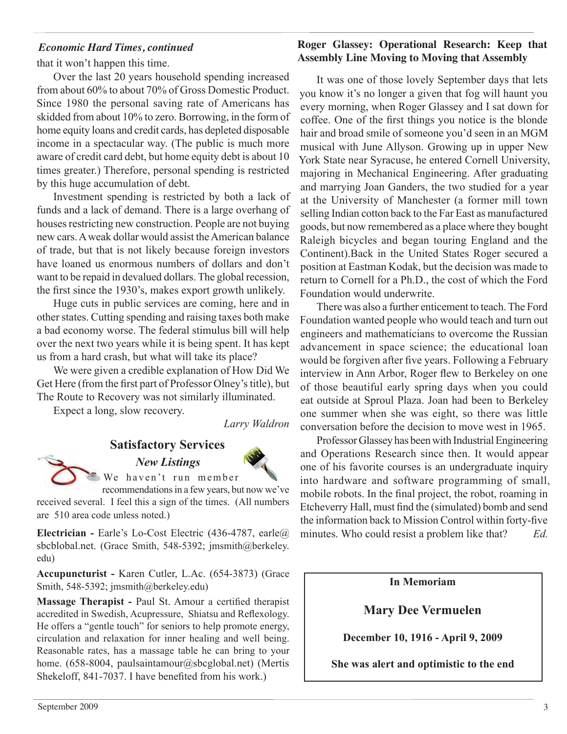*Economic Hard Times, continued*

that it won't happen this time.

Over the last 20 years household spending increased from about 60% to about 70% of Gross Domestic Product. Since 1980 the personal saving rate of Americans has skidded from about 10% to zero. Borrowing, in the form of home equity loans and credit cards, has depleted disposable income in a spectacular way. (The public is much more aware of credit card debt, but home equity debt is about 10 times greater.) Therefore, personal spending is restricted by this huge accumulation of debt.

Investment spending is restricted by both a lack of funds and a lack of demand. There is a large overhang of houses restricting new construction. People are not buying new cars. A weak dollar would assist the American balance of trade, but that is not likely because foreign investors have loaned us enormous numbers of dollars and don't want to be repaid in devalued dollars. The global recession, the first since the 1930's, makes export growth unlikely.

Huge cuts in public services are coming, here and in other states. Cutting spending and raising taxes both make a bad economy worse. The federal stimulus bill will help over the next two years while it is being spent. It has kept us from a hard crash, but what will take its place?

We were given a credible explanation of How Did We Get Here (from the first part of Professor Olney's title), but The Route to Recovery was not similarly illuminated.

Expect a long, slow recovery.

*Larry Waldron*

## Satisfactory Services

### *New Listings*

We haven't run member recommendations in a few years, but now we've received several. I feel this a sign of the times. (All numbers are 510 area code unless noted.)

**Electrician -** Earle's Lo-Cost Electric (436-4787, earle@sbcblobal.net. (Grace Smith, 548-5392; jmsmith@berkeley.edu)

**Accupuncturist -** Karen Cutler, L.Ac. (654-3873) (Grace Smith, 548-5392; jmsmith@berkeley.edu)

**Massage Therapist -** Paul St. Amour a certified therapist accredited in Swedish, Acupressure, Shiatsu and Reflexology. He offers a "gentle touch" for seniors to help promote energy, circulation and relaxation for inner healing and well being. Reasonable rates, has a massage table he can bring to your home. (658-8004, paulsaintamour@sbcglobal.net) (Mertis Shekeloff, 841-7037. I have benefited from his work.)

## Roger Glassey: Operational Research: Keep that Assembly Line Moving to Moving that Assembly

It was one of those lovely September days that lets you know it's no longer a given that fog will haunt you every morning, when Roger Glassey and I sat down for coffee. One of the first things you notice is the blonde hair and broad smile of someone you'd seen in an MGM musical with June Allyson. Growing up in upper New York State near Syracuse, he entered Cornell University, majoring in Mechanical Engineering. After graduating and marrying Joan Ganders, the two studied for a year at the University of Manchester (a former mill town selling Indian cotton back to the Far East as manufactured goods, but now remembered as a place where they bought Raleigh bicycles and began touring England and the Continent).Back in the United States Roger secured a position at Eastman Kodak, but the decision was made to return to Cornell for a Ph.D., the cost of which the Ford Foundation would underwrite.

There was also a further enticement to teach. The Ford Foundation wanted people who would teach and turn out engineers and mathematicians to overcome the Russian advancement in space science; the educational loan would be forgiven after five years. Following a February interview in Ann Arbor, Roger flew to Berkeley on one of those beautiful early spring days when you could eat outside at Sproul Plaza. Joan had been to Berkeley one summer when she was eight, so there was little conversation before the decision to move west in 1965.

Professor Glassey has been with Industrial Engineering and Operations Research since then. It would appear one of his favorite courses is an undergraduate inquiry into hardware and software programming of small, mobile robots. In the final project, the robot, roaming in Etcheverry Hall, must find the (simulated) bomb and send the information back to Mission Control within forty-five minutes. Who could resist a problem like that? *Ed.*

**In Memoriam**

**Mary Dee Vermuelen**

**December 10, 1916 - April 9, 2009**

**She was alert and optimistic to the end**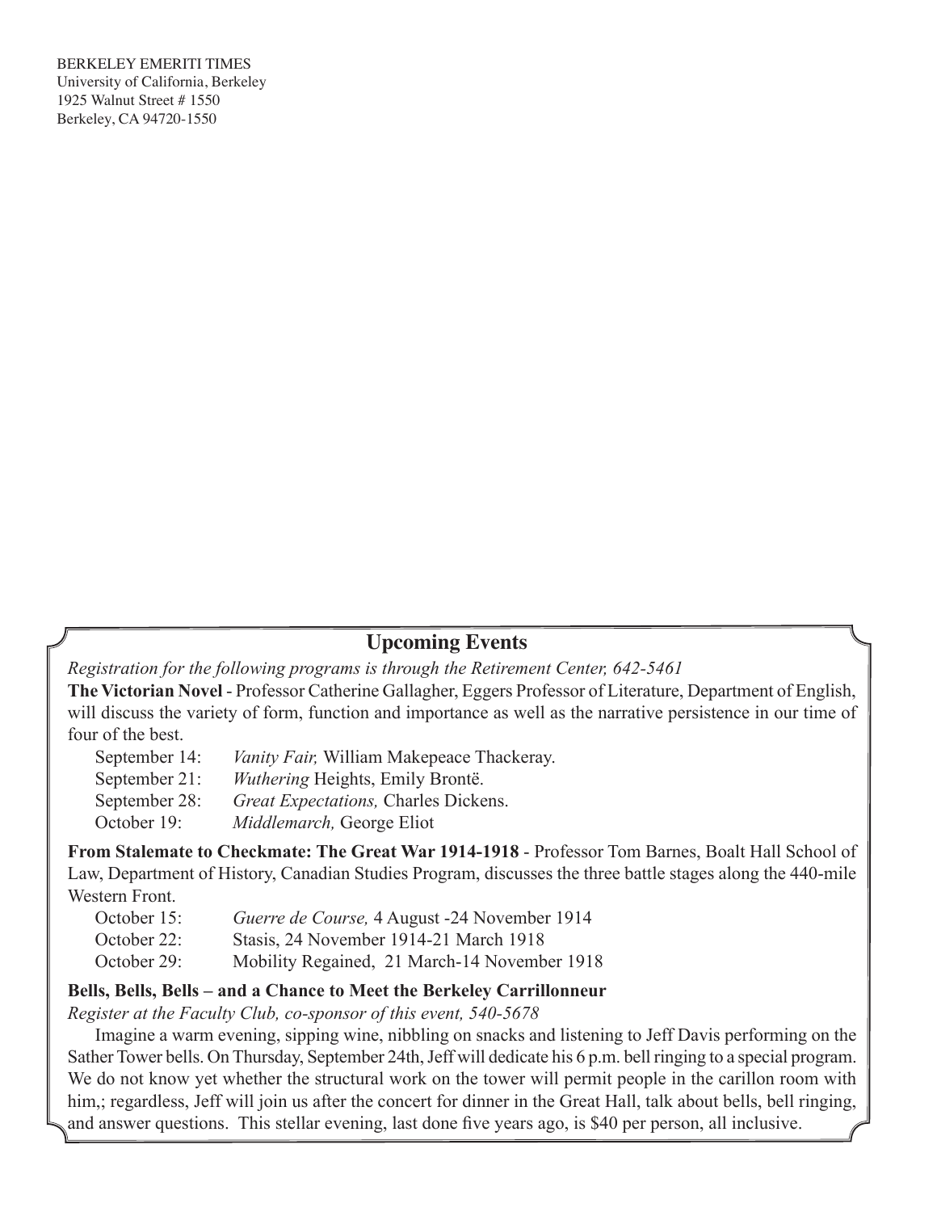BERKELEY EMERITI TIMES
University of California, Berkeley
1925 Walnut Street # 1550
Berkeley, CA 94720-1550

## Upcoming Events

*Registration for the following programs is through the Retirement Center, 642-5461*

**The Victorian Novel** - Professor Catherine Gallagher, Eggers Professor of Literature, Department of English, will discuss the variety of form, function and importance as well as the narrative persistence in our time of four of the best.

September 14: *Vanity Fair,* William Makepeace Thackeray.
September 21: *Wuthering* Heights, Emily Brontë.
September 28: *Great Expectations,* Charles Dickens.
October 19: *Middlemarch,* George Eliot

**From Stalemate to Checkmate: The Great War 1914-1918** - Professor Tom Barnes, Boalt Hall School of Law, Department of History, Canadian Studies Program, discusses the three battle stages along the 440-mile Western Front.

October 15: *Guerre de Course,* 4 August -24 November 1914
October 22: Stasis, 24 November 1914-21 March 1918
October 29: Mobility Regained, 21 March-14 November 1918

**Bells, Bells, Bells – and a Chance to Meet the Berkeley Carrillonneur**

*Register at the Faculty Club, co-sponsor of this event, 540-5678*

Imagine a warm evening, sipping wine, nibbling on snacks and listening to Jeff Davis performing on the Sather Tower bells. On Thursday, September 24th, Jeff will dedicate his 6 p.m. bell ringing to a special program. We do not know yet whether the structural work on the tower will permit people in the carillon room with him,; regardless, Jeff will join us after the concert for dinner in the Great Hall, talk about bells, bell ringing, and answer questions. This stellar evening, last done five years ago, is $40 per person, all inclusive.